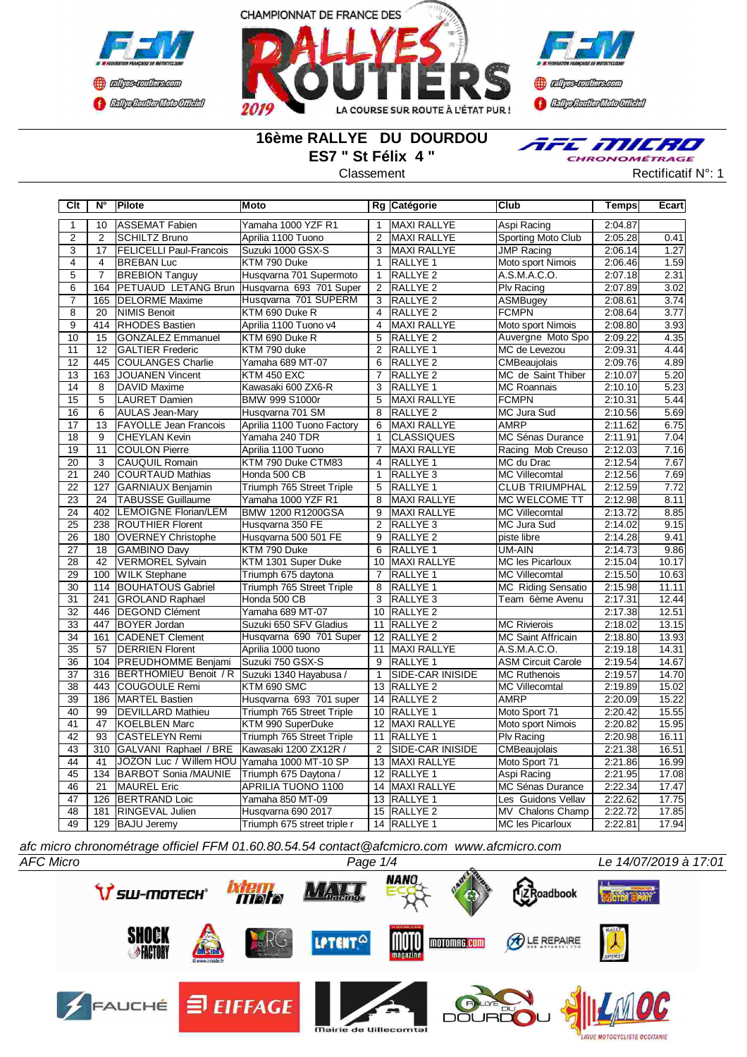CHAMPIONNAT DE FRANCE DES RALLYES ROUTIERS 2019 — LA COURSE SUR ROUTE À L'ÉTAT PUR !

# 16ème RALLYE DU DOURDOU

## ES7 " St Félix 4 "

Classement

Rectificatif N°: 1

| Clt | N° | Pilote | Moto | Rg | Catégorie | Club | Temps | Ecart |
|---|---|---|---|---|---|---|---|---|
| 1 | 10 | ASSEMAT Fabien | Yamaha 1000 YZF R1 | 1 | MAXI RALLYE | Aspi Racing | 2:04.87 | |
| 2 | 2 | SCHILTZ Bruno | Aprilia 1100 Tuono | 2 | MAXI RALLYE | Sporting Moto Club | 2:05.28 | 0.41 |
| 3 | 17 | FELICELLI Paul-Francois | Suzuki 1000 GSX-S | 3 | MAXI RALLYE | JMP Racing | 2:06.14 | 1.27 |
| 4 | 4 | BREBAN Luc | KTM 790 Duke | 1 | RALLYE 1 | Moto sport Nimois | 2:06.46 | 1.59 |
| 5 | 7 | BREBION Tanguy | Husqvarna 701 Supermoto | 1 | RALLYE 2 | A.S.M.A.C.O. | 2:07.18 | 2.31 |
| 6 | 164 | PETUAUD LETANG Brun | Husqvarna 693 701 Super | 2 | RALLYE 2 | Plv Racing | 2:07.89 | 3.02 |
| 7 | 165 | DELORME Maxime | Husqvarna 701 SUPERM | 3 | RALLYE 2 | ASMBugey | 2:08.61 | 3.74 |
| 8 | 20 | NIMIS Benoit | KTM 690 Duke R | 4 | RALLYE 2 | FCMPN | 2:08.64 | 3.77 |
| 9 | 414 | RHODES Bastien | Aprilia 1100 Tuono v4 | 4 | MAXI RALLYE | Moto sport Nimois | 2:08.80 | 3.93 |
| 10 | 15 | GONZALEZ Emmanuel | KTM 690 Duke R | 5 | RALLYE 2 | Auvergne Moto Spo | 2:09.22 | 4.35 |
| 11 | 12 | GALTIER Frederic | KTM 790 duke | 2 | RALLYE 1 | MC de Levezou | 2:09.31 | 4.44 |
| 12 | 445 | COULANGES Charlie | Yamaha 689 MT-07 | 6 | RALLYE 2 | CMBeaujolais | 2:09.76 | 4.89 |
| 13 | 163 | JOUANEN Vincent | KTM 450 EXC | 7 | RALLYE 2 | MC de Saint Thiber | 2:10.07 | 5.20 |
| 14 | 8 | DAVID Maxime | Kawasaki 600 ZX6-R | 3 | RALLYE 1 | MC Roannais | 2:10.10 | 5.23 |
| 15 | 5 | LAURET Damien | BMW 999 S1000r | 5 | MAXI RALLYE | FCMPN | 2:10.31 | 5.44 |
| 16 | 6 | AULAS Jean-Mary | Husqvarna 701 SM | 8 | RALLYE 2 | MC Jura Sud | 2:10.56 | 5.69 |
| 17 | 13 | FAYOLLE Jean Francois | Aprilia 1100 Tuono Factory | 6 | MAXI RALLYE | AMRP | 2:11.62 | 6.75 |
| 18 | 9 | CHEYLAN Kevin | Yamaha 240 TDR | 1 | CLASSIQUES | MC Sénas Durance | 2:11.91 | 7.04 |
| 19 | 11 | COULON Pierre | Aprilia 1100 Tuono | 7 | MAXI RALLYE | Racing Mob Creuso | 2:12.03 | 7.16 |
| 20 | 3 | CAUQUIL Romain | KTM 790 Duke CTM83 | 4 | RALLYE 1 | MC du Drac | 2:12.54 | 7.67 |
| 21 | 240 | COURTAUD Mathias | Honda 500 CB | 1 | RALLYE 3 | MC Villecomtal | 2:12.56 | 7.69 |
| 22 | 127 | GARNIAUX Benjamin | Triumph 765 Street Triple | 5 | RALLYE 1 | CLUB TRIUMPHAL | 2:12.59 | 7.72 |
| 23 | 24 | TABUSSE Guillaume | Yamaha 1000 YZF R1 | 8 | MAXI RALLYE | MC WELCOME TT | 2:12.98 | 8.11 |
| 24 | 402 | LEMOIGNE Florian/LEM | BMW 1200 R1200GSA | 9 | MAXI RALLYE | MC Villecomtal | 2:13.72 | 8.85 |
| 25 | 238 | ROUTHIER Florent | Husqvarna 350 FE | 2 | RALLYE 3 | MC Jura Sud | 2:14.02 | 9.15 |
| 26 | 180 | OVERNEY Christophe | Husqvarna 500 501 FE | 9 | RALLYE 2 | piste libre | 2:14.28 | 9.41 |
| 27 | 18 | GAMBINO Davy | KTM 790 Duke | 6 | RALLYE 1 | UM-AIN | 2:14.73 | 9.86 |
| 28 | 42 | VERMOREL Sylvain | KTM 1301 Super Duke | 10 | MAXI RALLYE | MC les Picarloux | 2:15.04 | 10.17 |
| 29 | 100 | WILK Stephane | Triumph 675 daytona | 7 | RALLYE 1 | MC Villecomtal | 2:15.50 | 10.63 |
| 30 | 114 | BOUHATOUS Gabriel | Triumph 765 Street Triple | 8 | RALLYE 1 | MC Riding Sensatio | 2:15.98 | 11.11 |
| 31 | 241 | GROLAND Raphael | Honda 500 CB | 3 | RALLYE 3 | Team 6ème Avenu | 2:17.31 | 12.44 |
| 32 | 446 | DEGOND Clément | Yamaha 689 MT-07 | 10 | RALLYE 2 | | 2:17.38 | 12.51 |
| 33 | 447 | BOYER Jordan | Suzuki 650 SFV Gladius | 11 | RALLYE 2 | MC Rivierois | 2:18.02 | 13.15 |
| 34 | 161 | CADENET Clement | Husqvarna 690 701 Super | 12 | RALLYE 2 | MC Saint Affricain | 2:18.80 | 13.93 |
| 35 | 57 | DERRIEN Florent | Aprilia 1000 tuono | 11 | MAXI RALLYE | A.S.M.A.C.O. | 2:19.18 | 14.31 |
| 36 | 104 | PREUDHOMME Benjami | Suzuki 750 GSX-S | 9 | RALLYE 1 | ASM Circuit Carole | 2:19.54 | 14.67 |
| 37 | 316 | BERTHOMIEU Benoit / R | Suzuki 1340 Hayabusa / | 1 | SIDE-CAR INISIDE | MC Ruthenois | 2:19.57 | 14.70 |
| 38 | 443 | COUGOULE Remi | KTM 690 SMC | 13 | RALLYE 2 | MC Villecomtal | 2:19.89 | 15.02 |
| 39 | 186 | MARTEL Bastien | Husqvarna 693 701 super | 14 | RALLYE 2 | AMRP | 2:20.09 | 15.22 |
| 40 | 99 | DEVILLARD Mathieu | Triumph 765 Street Triple | 10 | RALLYE 1 | Moto Sport 71 | 2:20.42 | 15.55 |
| 41 | 47 | KOELBLEN Marc | KTM 990 SuperDuke | 12 | MAXI RALLYE | Moto sport Nimois | 2:20.82 | 15.95 |
| 42 | 93 | CASTELEYN Remi | Triumph 765 Street Triple | 11 | RALLYE 1 | Plv Racing | 2:20.98 | 16.11 |
| 43 | 310 | GALVANI Raphael / BRE | Kawasaki 1200 ZX12R / | 2 | SIDE-CAR INISIDE | CMBeaujolais | 2:21.38 | 16.51 |
| 44 | 41 | JOZON Luc / Willem HOU | Yamaha 1000 MT-10 SP | 13 | MAXI RALLYE | Moto Sport 71 | 2:21.86 | 16.99 |
| 45 | 134 | BARBOT Sonia /MAUNIE | Triumph 675 Daytona / | 12 | RALLYE 1 | Aspi Racing | 2:21.95 | 17.08 |
| 46 | 21 | MAUREL Eric | APRILIA TUONO 1100 | 14 | MAXI RALLYE | MC Sénas Durance | 2:22.34 | 17.47 |
| 47 | 126 | BERTRAND Loic | Yamaha 850 MT-09 | 13 | RALLYE 1 | Les Guidons Vellav | 2:22.62 | 17.75 |
| 48 | 181 | RINGEVAL Julien | Husqvarna 690 2017 | 15 | RALLYE 2 | MV Chalons Champ | 2:22.72 | 17.85 |
| 49 | 129 | BAJU Jeremy | Triumph 675 street triple r | 14 | RALLYE 1 | MC les Picarloux | 2:22.81 | 17.94 |

*afc micro chronométrage officiel FFM 01.60.80.54.54 contact@afcmicro.com www.afcmicro.com*

*AFC Micro* — *Le 14/07/2019 à 17:01*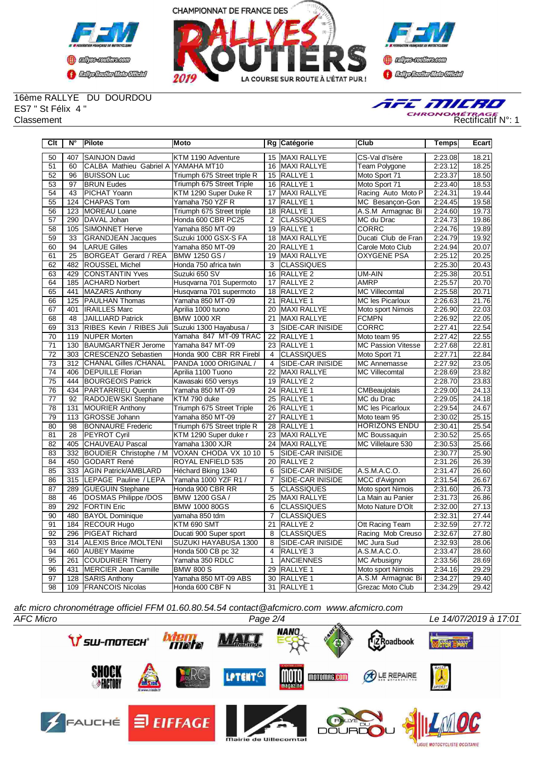16ème RALLYE DU DOURDOU
ES7 " St Félix 4 "
Classement

Rectificatif N°: 1

| Clt | N° | Pilote | Moto | Rg | Catégorie | Club | Temps | Ecart |
|---|---|---|---|---|---|---|---|---|
| 50 | 407 | SAINJON David | KTM 1190 Adventure | 15 | MAXI RALLYE | CS-Val d'Isère | 2:23.08 | 18.21 |
| 51 | 60 | CALBA Mathieu Gabriel A | YAMAHA MT10 | 16 | MAXI RALLYE | Team Polygone | 2:23.12 | 18.25 |
| 52 | 96 | BUISSON Luc | Triumph 675 Street triple R | 15 | RALLYE 1 | Moto Sport 71 | 2:23.37 | 18.50 |
| 53 | 97 | BRUN Eudes | Triumph 675 Street Triple | 16 | RALLYE 1 | Moto Sport 71 | 2:23.40 | 18.53 |
| 54 | 43 | PICHAT Yoann | KTM 1290 Super Duke R | 17 | MAXI RALLYE | Racing Auto Moto P | 2:24.31 | 19.44 |
| 55 | 124 | CHAPAS Tom | Yamaha 750 YZF R | 17 | RALLYE 1 | MC Besançon-Gon | 2:24.45 | 19.58 |
| 56 | 123 | MOREAU Loane | Triumph 675 Street triple | 18 | RALLYE 1 | A.S.M Armagnac Bi | 2:24.60 | 19.73 |
| 57 | 290 | DAVAL Johan | Honda 600 CBR PC25 | 2 | CLASSIQUES | MC du Drac | 2:24.73 | 19.86 |
| 58 | 105 | SIMONNET Herve | Yamaha 850 MT-09 | 19 | RALLYE 1 | CORRC | 2:24.76 | 19.89 |
| 59 | 33 | GRANDJEAN Jacques | Suzuki 1000 GSX-S FA | 18 | MAXI RALLYE | Ducati Club de Fran | 2:24.79 | 19.92 |
| 60 | 94 | LARUE Gilles | Yamaha 850 MT-09 | 20 | RALLYE 1 | Carole Moto Club | 2:24.94 | 20.07 |
| 61 | 25 | BORGEAT Gerard / REA | BMW 1250 GS / | 19 | MAXI RALLYE | OXYGENE PSA | 2:25.12 | 20.25 |
| 62 | 482 | ROUSSEL Michel | Honda 750 africa twin | 3 | CLASSIQUES | | 2:25.30 | 20.43 |
| 63 | 429 | CONSTANTIN Yves | Suzuki 650 SV | 16 | RALLYE 2 | UM-AIN | 2:25.38 | 20.51 |
| 64 | 185 | ACHARD Norbert | Husqvarna 701 Supermoto | 17 | RALLYE 2 | AMRP | 2:25.57 | 20.70 |
| 65 | 441 | MAZARS Anthony | Husqvarna 701 supermoto | 18 | RALLYE 2 | MC Villecomtal | 2:25.58 | 20.71 |
| 66 | 125 | PAULHAN Thomas | Yamaha 850 MT-09 | 21 | RALLYE 1 | MC les Picarloux | 2:26.63 | 21.76 |
| 67 | 401 | IRAILLES Marc | Aprilia 1000 tuono | 20 | MAXI RALLYE | Moto sport Nimois | 2:26.90 | 22.03 |
| 68 | 48 | JAILLIARD Patrick | BMW 1000 XR | 21 | MAXI RALLYE | FCMPN | 2:26.92 | 22.05 |
| 69 | 313 | RIBES Kevin / RIBES Juli | Suzuki 1300 Hayabusa / | 3 | SIDE-CAR INISIDE | CORRC | 2:27.41 | 22.54 |
| 70 | 119 | NUPER Morten | Yamaha 847 MT-09 TRAC | 22 | RALLYE 1 | Moto team 95 | 2:27.42 | 22.55 |
| 71 | 130 | BAUMGARTNER Jerome | Yamaha 847 MT-09 | 23 | RALLYE 1 | MC Passion Vitesse | 2:27.68 | 22.81 |
| 72 | 303 | CRESCENZO Sebastien | Honda 900 CBR RR Firebl | 4 | CLASSIQUES | Moto Sport 71 | 2:27.71 | 22.84 |
| 73 | 312 | CHANAL Gilles /CHANAL | PANDA 1000 ORIGINAL / | 4 | SIDE-CAR INISIDE | MC Annemasse | 2:27.92 | 23.05 |
| 74 | 406 | DEPUILLE Florian | Aprilia 1100 Tuono | 22 | MAXI RALLYE | MC Villecomtal | 2:28.69 | 23.82 |
| 75 | 444 | BOURGEOIS Patrick | Kawasaki 650 versys | 19 | RALLYE 2 | | 2:28.70 | 23.83 |
| 76 | 434 | PARTARRIEU Quentin | Yamaha 850 MT-09 | 24 | RALLYE 1 | CMBeaujolais | 2:29.00 | 24.13 |
| 77 | 92 | RADOJEWSKI Stephane | KTM 790 duke | 25 | RALLYE 1 | MC du Drac | 2:29.05 | 24.18 |
| 78 | 131 | MOURIER Anthony | Triumph 675 Street Triple | 26 | RALLYE 1 | MC les Picarloux | 2:29.54 | 24.67 |
| 79 | 113 | GROSSE Johann | Yamaha 850 MT-09 | 27 | RALLYE 1 | Moto team 95 | 2:30.02 | 25.15 |
| 80 | 98 | BONNAURE Frederic | Triumph 675 Street triple R | 28 | RALLYE 1 | HORIZONS ENDU | 2:30.41 | 25.54 |
| 81 | 28 | PEYROT Cyril | KTM 1290 Super duke r | 23 | MAXI RALLYE | MC Boussaquin | 2:30.52 | 25.65 |
| 82 | 405 | CHAUVEAU Pascal | Yamaha 1300 XJR | 24 | MAXI RALLYE | MC Villelaure 530 | 2:30.53 | 25.66 |
| 83 | 332 | BOUDIER Christophe / M | VOXAN CHODA VX 10 10 | 5 | SIDE-CAR INISIDE | | 2:30.77 | 25.90 |
| 84 | 450 | GODART René | ROYAL ENFIELD 535 | 20 | RALLYE 2 | | 2:31.26 | 26.39 |
| 85 | 333 | AGIN Patrick/AMBLARD | Héchard Bking 1340 | 6 | SIDE-CAR INISIDE | A.S.M.A.C.O. | 2:31.47 | 26.60 |
| 86 | 315 | LEPAGE Pauline / LEPA | Yamaha 1000 YZF R1 / | 7 | SIDE-CAR INISIDE | MCC d'Avignon | 2:31.54 | 26.67 |
| 87 | 289 | GUEGUIN Stephane | Honda 900 CBR RR | 5 | CLASSIQUES | Moto sport Nimois | 2:31.60 | 26.73 |
| 88 | 46 | DOSMAS Philippe /DOS | BMW 1200 GSA / | 25 | MAXI RALLYE | La Main au Panier | 2:31.73 | 26.86 |
| 89 | 292 | FORTIN Eric | BMW 1000 80GS | 6 | CLASSIQUES | Moto Nature D'Olt | 2:32.00 | 27.13 |
| 90 | 480 | BAYOL Dominique | yamaha 850 tdm | 7 | CLASSIQUES | | 2:32.31 | 27.44 |
| 91 | 184 | RECOUR Hugo | KTM 690 SMT | 21 | RALLYE 2 | Ott Racing Team | 2:32.59 | 27.72 |
| 92 | 296 | PIGEAT Richard | Ducati 900 Super sport | 8 | CLASSIQUES | Racing Mob Creuso | 2:32.67 | 27.80 |
| 93 | 314 | ALEXIS Brice /MOLTENI | SUZUKI HAYABUSA 1300 | 8 | SIDE-CAR INISIDE | MC Jura Sud | 2:32.93 | 28.06 |
| 94 | 460 | AUBEY Maxime | Honda 500 CB pc 32 | 4 | RALLYE 3 | A.S.M.A.C.O. | 2:33.47 | 28.60 |
| 95 | 261 | COUDURIER Thierry | Yamaha 350 RDLC | 1 | ANCIENNES | MC Arbusigny | 2:33.56 | 28.69 |
| 96 | 431 | MERCIER Jean Camille | BMW 800 S | 29 | RALLYE 1 | Moto sport Nimois | 2:34.16 | 29.29 |
| 97 | 128 | SARIS Anthony | Yamaha 850 MT-09 ABS | 30 | RALLYE 1 | A.S.M Armagnac Bi | 2:34.27 | 29.40 |
| 98 | 109 | FRANCOIS Nicolas | Honda 600 CBF N | 31 | RALLYE 1 | Grezac Moto Club | 2:34.29 | 29.42 |

*afc micro chronométrage officiel FFM 01.60.80.54.54 contact@afcmicro.com www.afcmicro.com*

*AFC Micro* — *Le 14/07/2019 à 17:01*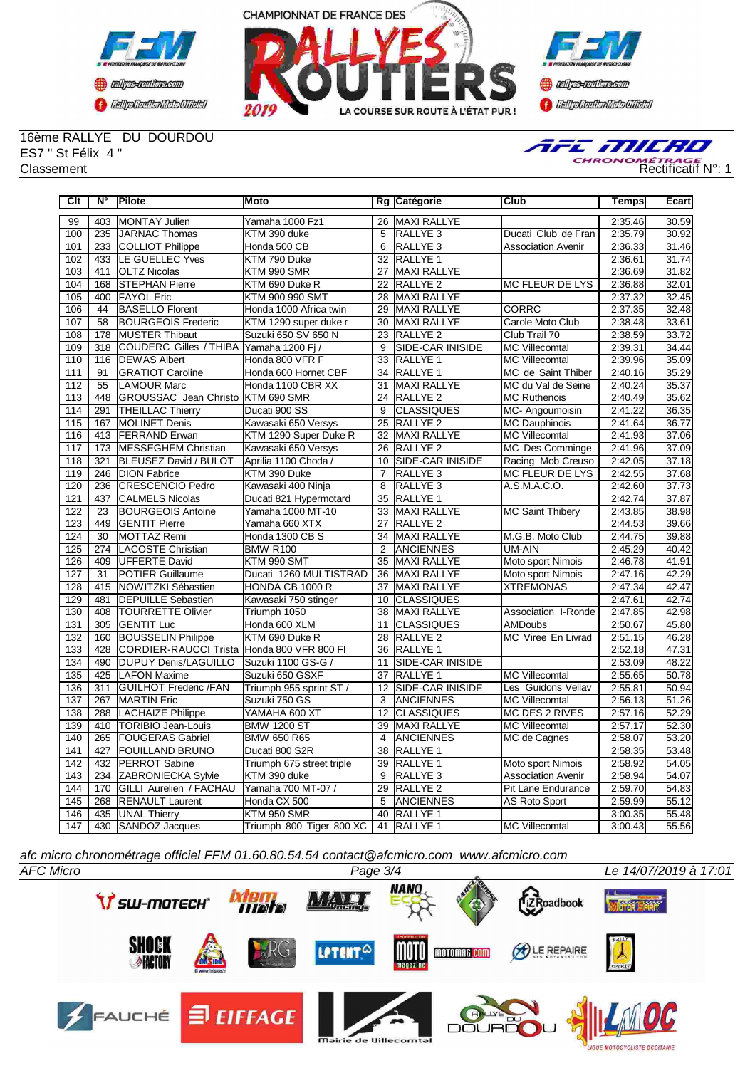16ème RALLYE DU DOURDOU
ES7 " St Félix 4 "
Classement

Rectificatif N°: 1

| Clt | N° | Pilote | Moto | Rg | Catégorie | Club | Temps | Ecart |
|---|---|---|---|---|---|---|---|---|
| 99 | 403 | MONTAY Julien | Yamaha 1000 Fz1 | 26 | MAXI RALLYE | | 2:35.46 | 30.59 |
| 100 | 235 | JARNAC Thomas | KTM 390 duke | 5 | RALLYE 3 | Ducati Club de Fran | 2:35.79 | 30.92 |
| 101 | 233 | COLLIOT Philippe | Honda 500 CB | 6 | RALLYE 3 | Association Avenir | 2:36.33 | 31.46 |
| 102 | 433 | LE GUELLEC Yves | KTM 790 Duke | 32 | RALLYE 1 | | 2:36.61 | 31.74 |
| 103 | 411 | OLTZ Nicolas | KTM 990 SMR | 27 | MAXI RALLYE | | 2:36.69 | 31.82 |
| 104 | 168 | STEPHAN Pierre | KTM 690 Duke R | 22 | RALLYE 2 | MC FLEUR DE LYS | 2:36.88 | 32.01 |
| 105 | 400 | FAYOL Eric | KTM 900 990 SMT | 28 | MAXI RALLYE | | 2:37.32 | 32.45 |
| 106 | 44 | BASELLO Florent | Honda 1000 Africa twin | 29 | MAXI RALLYE | CORRC | 2:37.35 | 32.48 |
| 107 | 58 | BOURGEOIS Frederic | KTM 1290 super duke r | 30 | MAXI RALLYE | Carole Moto Club | 2:38.48 | 33.61 |
| 108 | 178 | MUSTER Thibaut | Suzuki 650 SV 650 N | 23 | RALLYE 2 | Club Trail 70 | 2:38.59 | 33.72 |
| 109 | 318 | COUDERC Gilles / THIBA | Yamaha 1200 Fj / | 9 | SIDE-CAR INISIDE | MC Villecomtal | 2:39.31 | 34.44 |
| 110 | 116 | DEWAS Albert | Honda 800 VFR F | 33 | RALLYE 1 | MC Villecomtal | 2:39.96 | 35.09 |
| 111 | 91 | GRATIOT Caroline | Honda 600 Hornet CBF | 34 | RALLYE 1 | MC de Saint Thiber | 2:40.16 | 35.29 |
| 112 | 55 | LAMOUR Marc | Honda 1100 CBR XX | 31 | MAXI RALLYE | MC du Val de Seine | 2:40.24 | 35.37 |
| 113 | 448 | GROUSSAC Jean Christo | KTM 690 SMR | 24 | RALLYE 2 | MC Ruthenois | 2:40.49 | 35.62 |
| 114 | 291 | THEILLAC Thierry | Ducati 900 SS | 9 | CLASSIQUES | MC- Angoumoisin | 2:41.22 | 36.35 |
| 115 | 167 | MOLINET Denis | Kawasaki 650 Versys | 25 | RALLYE 2 | MC Dauphinois | 2:41.64 | 36.77 |
| 116 | 413 | FERRAND Erwan | KTM 1290 Super Duke R | 32 | MAXI RALLYE | MC Villecomtal | 2:41.93 | 37.06 |
| 117 | 173 | MESSEGHEM Christian | Kawasaki 650 Versys | 26 | RALLYE 2 | MC Des Comminge | 2:41.96 | 37.09 |
| 118 | 321 | BLEUSEZ David / BULOT | Aprilia 1100 Choda / | 10 | SIDE-CAR INISIDE | Racing Mob Creuso | 2:42.05 | 37.18 |
| 119 | 246 | DION Fabrice | KTM 390 Duke | 7 | RALLYE 3 | MC FLEUR DE LYS | 2:42.55 | 37.68 |
| 120 | 236 | CRESCENCIO Pedro | Kawasaki 400 Ninja | 8 | RALLYE 3 | A.S.M.A.C.O. | 2:42.60 | 37.73 |
| 121 | 437 | CALMELS Nicolas | Ducati 821 Hypermotard | 35 | RALLYE 1 | | 2:42.74 | 37.87 |
| 122 | 23 | BOURGEOIS Antoine | Yamaha 1000 MT-10 | 33 | MAXI RALLYE | MC Saint Thibery | 2:43.85 | 38.98 |
| 123 | 449 | GENTIT Pierre | Yamaha 660 XTX | 27 | RALLYE 2 | | 2:44.53 | 39.66 |
| 124 | 30 | MOTTAZ Remi | Honda 1300 CB S | 34 | MAXI RALLYE | M.G.B. Moto Club | 2:44.75 | 39.88 |
| 125 | 274 | LACOSTE Christian | BMW R100 | 2 | ANCIENNES | UM-AIN | 2:45.29 | 40.42 |
| 126 | 409 | UFFERTE David | KTM 990 SMT | 35 | MAXI RALLYE | Moto sport Nimois | 2:46.78 | 41.91 |
| 127 | 31 | POTIER Guillaume | Ducati 1260 MULTISTRAD | 36 | MAXI RALLYE | Moto sport Nimois | 2:47.16 | 42.29 |
| 128 | 415 | NOWITZKI Sébastien | HONDA CB 1000 R | 37 | MAXI RALLYE | XTREMONAS | 2:47.34 | 42.47 |
| 129 | 481 | DEPUILLE Sebastien | Kawasaki 750 stinger | 10 | CLASSIQUES | | 2:47.61 | 42.74 |
| 130 | 408 | TOURRETTE Olivier | Triumph 1050 | 38 | MAXI RALLYE | Association I-Ronde | 2:47.85 | 42.98 |
| 131 | 305 | GENTIT Luc | Honda 600 XLM | 11 | CLASSIQUES | AMDoubs | 2:50.67 | 45.80 |
| 132 | 160 | BOUSSELIN Philippe | KTM 690 Duke R | 28 | RALLYE 2 | MC Viree En Livrad | 2:51.15 | 46.28 |
| 133 | 428 | CORDIER-RAUCCI Trista | Honda 800 VFR 800 FI | 36 | RALLYE 1 | | 2:52.18 | 47.31 |
| 134 | 490 | DUPUY Denis/LAGUILLO | Suzuki 1100 GS-G / | 11 | SIDE-CAR INISIDE | | 2:53.09 | 48.22 |
| 135 | 425 | LAFON Maxime | Suzuki 650 GSXF | 37 | RALLYE 1 | MC Villecomtal | 2:55.65 | 50.78 |
| 136 | 311 | GUILHOT Frederic /FAN | Triumph 955 sprint ST / | 12 | SIDE-CAR INISIDE | Les Guidons Vellav | 2:55.81 | 50.94 |
| 137 | 267 | MARTIN Eric | Suzuki 750 GS | 3 | ANCIENNES | MC Villecomtal | 2:56.13 | 51.26 |
| 138 | 288 | LACHAIZE Philippe | YAMAHA 600 XT | 12 | CLASSIQUES | MC DES 2 RIVES | 2:57.16 | 52.29 |
| 139 | 410 | TORIBIO Jean-Louis | BMW 1200 ST | 39 | MAXI RALLYE | MC Villecomtal | 2:57.17 | 52.30 |
| 140 | 265 | FOUGERAS Gabriel | BMW 650 R65 | 4 | ANCIENNES | MC de Cagnes | 2:58.07 | 53.20 |
| 141 | 427 | FOUILLAND BRUNO | Ducati 800 S2R | 38 | RALLYE 1 | | 2:58.35 | 53.48 |
| 142 | 432 | PERROT Sabine | Triumph 675 street triple | 39 | RALLYE 1 | Moto sport Nimois | 2:58.92 | 54.05 |
| 143 | 234 | ZABRONIECKA Sylvie | KTM 390 duke | 9 | RALLYE 3 | Association Avenir | 2:58.94 | 54.07 |
| 144 | 170 | GILLI Aurelien / FACHAU | Yamaha 700 MT-07 / | 29 | RALLYE 2 | Pit Lane Endurance | 2:59.70 | 54.83 |
| 145 | 268 | RENAULT Laurent | Honda CX 500 | 5 | ANCIENNES | AS Roto Sport | 2:59.99 | 55.12 |
| 146 | 435 | UNAL Thierry | KTM 950 SMR | 40 | RALLYE 1 | | 3:00.35 | 55.48 |
| 147 | 430 | SANDOZ Jacques | Triumph 800 Tiger 800 XC | 41 | RALLYE 1 | MC Villecomtal | 3:00.43 | 55.56 |

*afc micro chronométrage officiel FFM 01.60.80.54.54 contact@afcmicro.com www.afcmicro.com*

*AFC Micro* — *Le 14/07/2019 à 17:01*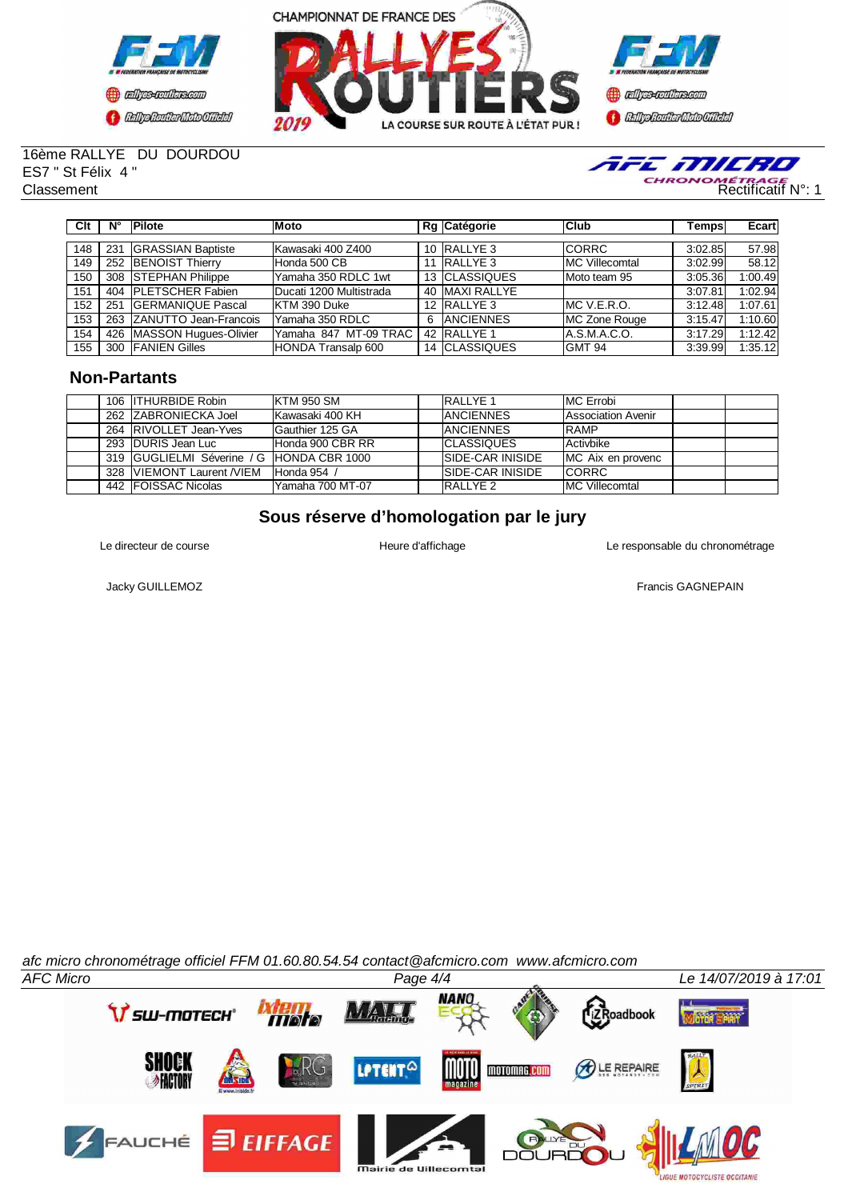16ème RALLYE DU DOURDOU
ES7 " St Félix 4 "
Classement

Rectificatif N°: 1

| Clt | N° | Pilote | Moto | Rg | Catégorie | Club | Temps | Ecart |
|---|---|---|---|---|---|---|---|---|
| 148 | 231 | GRASSIAN Baptiste | Kawasaki 400 Z400 | 10 | RALLYE 3 | CORRC | 3:02.85 | 57.98 |
| 149 | 252 | BENOIST Thierry | Honda 500 CB | 11 | RALLYE 3 | MC Villecomtal | 3:02.99 | 58.12 |
| 150 | 308 | STEPHAN Philippe | Yamaha 350 RDLC 1wt | 13 | CLASSIQUES | Moto team 95 | 3:05.36 | 1:00.49 |
| 151 | 404 | PLETSCHER Fabien | Ducati 1200 Multistrada | 40 | MAXI RALLYE | | 3:07.81 | 1:02.94 |
| 152 | 251 | GERMANIQUE Pascal | KTM 390 Duke | 12 | RALLYE 3 | MC V.E.R.O. | 3:12.48 | 1:07.61 |
| 153 | 263 | ZANUTTO Jean-Francois | Yamaha 350 RDLC | 6 | ANCIENNES | MC Zone Rouge | 3:15.47 | 1:10.60 |
| 154 | 426 | MASSON Hugues-Olivier | Yamaha 847 MT-09 TRAC | 42 | RALLYE 1 | A.S.M.A.C.O. | 3:17.29 | 1:12.42 |
| 155 | 300 | FANIEN Gilles | HONDA Transalp 600 | 14 | CLASSIQUES | GMT 94 | 3:39.99 | 1:35.12 |

## Non-Partants

| | | | | | | | | |
|---|---|---|---|---|---|---|---|---|
| | 106 | ITHURBIDE Robin | KTM 950 SM | | RALLYE 1 | MC Errobi | | |
| | 262 | ZABRONIECKA Joel | Kawasaki 400 KH | | ANCIENNES | Association Avenir | | |
| | 264 | RIVOLLET Jean-Yves | Gauthier 125 GA | | ANCIENNES | RAMP | | |
| | 293 | DURIS Jean Luc | Honda 900 CBR RR | | CLASSIQUES | Activbike | | |
| | 319 | GUGLIELMI Séverine / G | HONDA CBR 1000 | | SIDE-CAR INISIDE | MC Aix en provenc | | |
| | 328 | VIEMONT Laurent /VIEM | Honda 954 / | | SIDE-CAR INISIDE | CORRC | | |
| | 442 | FOISSAC Nicolas | Yamaha 700 MT-07 | | RALLYE 2 | MC Villecomtal | | |

## Sous réserve d'homologation par le jury

Le directeur de course — Heure d'affichage — Le responsable du chronométrage

Jacky GUILLEMOZ — Francis GAGNEPAIN

*afc micro chronométrage officiel FFM 01.60.80.54.54 contact@afcmicro.com www.afcmicro.com*

*AFC Micro* — *Le 14/07/2019 à 17:01*